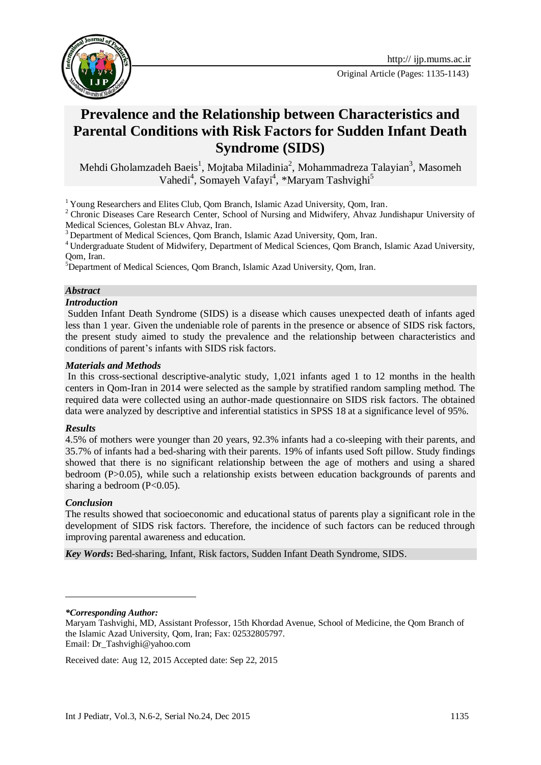Original Article

# Prevalence and the Relationship between Characteristics and Parental Conditions with Risk Factors for Sudden Infant Death Syndrome (SIDS)

Mehdi Gholamzadeh Baeis[1], Mojtaba Miladinia[2], Mohammadreza Talayian[3], Masomeh Vahedi[4], Somayeh Vafayi[4], *Maryam Tashvighi[5]

[1] Young Researchers and Elites Club, Qom Branch, Islamic Azad University, Qom, Iran.

[2] Chronic Diseases Care Research Center, School of Nursing and Midwifery, Ahvaz Jundishapur University of Medical Sciences, Golestan BLv Ahvaz, Iran.

[3] Department of Medical Sciences, Qom Branch, Islamic Azad University, Qom, Iran.

[4] Undergraduate Student of Midwifery, Department of Medical Sciences, Qom Branch, Islamic Azad University, Qom, Iran.

[5] Department of Medical Sciences, Qom Branch, Islamic Azad University, Qom, Iran.

## Abstract

### Introduction

Sudden Infant Death Syndrome (SIDS) is a disease which causes unexpected death of infants aged less than 1 year. Given the undeniable role of parents in the presence or absence of SIDS risk factors, the present study aimed to study the prevalence and the relationship between characteristics and conditions of parent's infants with SIDS risk factors.

### Materials and Methods

In this cross-sectional descriptive-analytic study, 1,021 infants aged 1 to 12 months in the health centers in Qom-Iran in 2014 were selected as the sample by stratified random sampling method. The required data were collected using an author-made questionnaire on SIDS risk factors. The obtained data were analyzed by descriptive and inferential statistics in SPSS 18 at a significance level of 95%.

### Results

4.5% of mothers were younger than 20 years, 92.3% infants had a co-sleeping with their parents, and 35.7% of infants had a bed-sharing with their parents. 19% of infants used Soft pillow. Study findings showed that there is no significant relationship between the age of mothers and using a shared bedroom ($P>0.05$), while such a relationship exists between education backgrounds of parents and sharing a bedroom ($P<0.05$).

### Conclusion

The results showed that socioeconomic and educational status of parents play a significant role in the development of SIDS risk factors. Therefore, the incidence of such factors can be reduced through improving parental awareness and education.

***Key Words*:** Bed-sharing, Infant, Risk factors, Sudden Infant Death Syndrome, SIDS.

---

***Corresponding Author:***

Maryam Tashvighi, MD, Assistant Professor, 15th Khordad Avenue, School of Medicine, the Qom Branch of the Islamic Azad University, Qom, Iran; Fax: 02532805797.

Email: Dr_Tashvighi@yahoo.com

Received date: Aug 12, 2015 Accepted date: Sep 22, 2015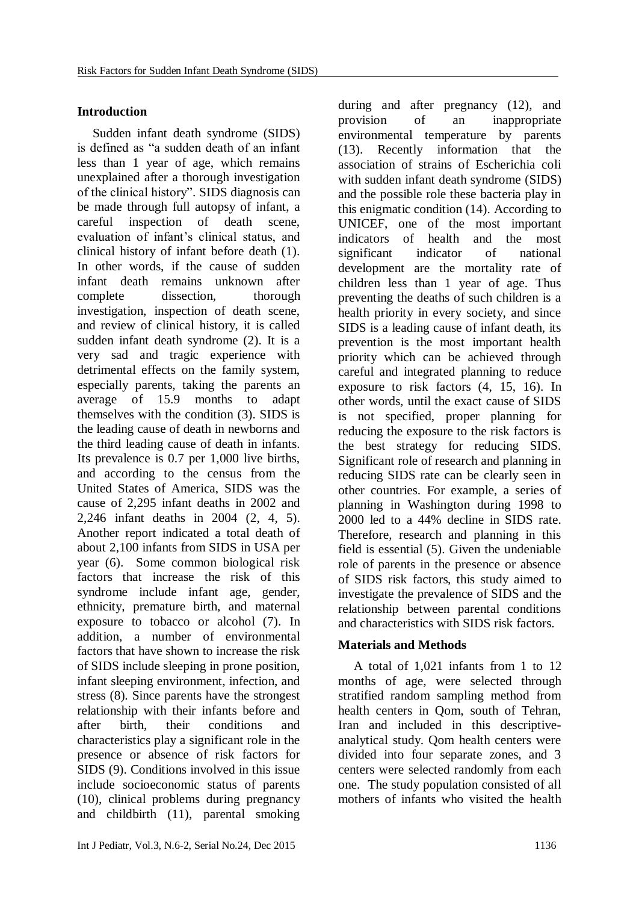## Introduction

Sudden infant death syndrome (SIDS) is defined as "a sudden death of an infant less than 1 year of age, which remains unexplained after a thorough investigation of the clinical history". SIDS diagnosis can be made through full autopsy of infant, a careful inspection of death scene, evaluation of infant's clinical status, and clinical history of infant before death (1). In other words, if the cause of sudden infant death remains unknown after complete dissection, thorough investigation, inspection of death scene, and review of clinical history, it is called sudden infant death syndrome (2). It is a very sad and tragic experience with detrimental effects on the family system, especially parents, taking the parents an average of 15.9 months to adapt themselves with the condition (3). SIDS is the leading cause of death in newborns and the third leading cause of death in infants. Its prevalence is 0.7 per 1,000 live births, and according to the census from the United States of America, SIDS was the cause of 2,295 infant deaths in 2002 and 2,246 infant deaths in 2004 (2, 4, 5). Another report indicated a total death of about 2,100 infants from SIDS in USA per year (6). Some common biological risk factors that increase the risk of this syndrome include infant age, gender, ethnicity, premature birth, and maternal exposure to tobacco or alcohol (7). In addition, a number of environmental factors that have shown to increase the risk of SIDS include sleeping in prone position, infant sleeping environment, infection, and stress (8). Since parents have the strongest relationship with their infants before and after birth, their conditions and characteristics play a significant role in the presence or absence of risk factors for SIDS (9). Conditions involved in this issue include socioeconomic status of parents (10), clinical problems during pregnancy and childbirth (11), parental smoking during and after pregnancy (12), and provision of an inappropriate environmental temperature by parents (13). Recently information that the association of strains of Escherichia coli with sudden infant death syndrome (SIDS) and the possible role these bacteria play in this enigmatic condition (14). According to UNICEF, one of the most important indicators of health and the most significant indicator of national development are the mortality rate of children less than 1 year of age. Thus preventing the deaths of such children is a health priority in every society, and since SIDS is a leading cause of infant death, its prevention is the most important health priority which can be achieved through careful and integrated planning to reduce exposure to risk factors (4, 15, 16). In other words, until the exact cause of SIDS is not specified, proper planning for reducing the exposure to the risk factors is the best strategy for reducing SIDS. Significant role of research and planning in reducing SIDS rate can be clearly seen in other countries. For example, a series of planning in Washington during 1998 to 2000 led to a 44% decline in SIDS rate. Therefore, research and planning in this field is essential (5). Given the undeniable role of parents in the presence or absence of SIDS risk factors, this study aimed to investigate the prevalence of SIDS and the relationship between parental conditions and characteristics with SIDS risk factors.

## Materials and Methods

A total of 1,021 infants from 1 to 12 months of age, were selected through stratified random sampling method from health centers in Qom, south of Tehran, Iran and included in this descriptive-analytical study. Qom health centers were divided into four separate zones, and 3 centers were selected randomly from each one. The study population consisted of all mothers of infants who visited the health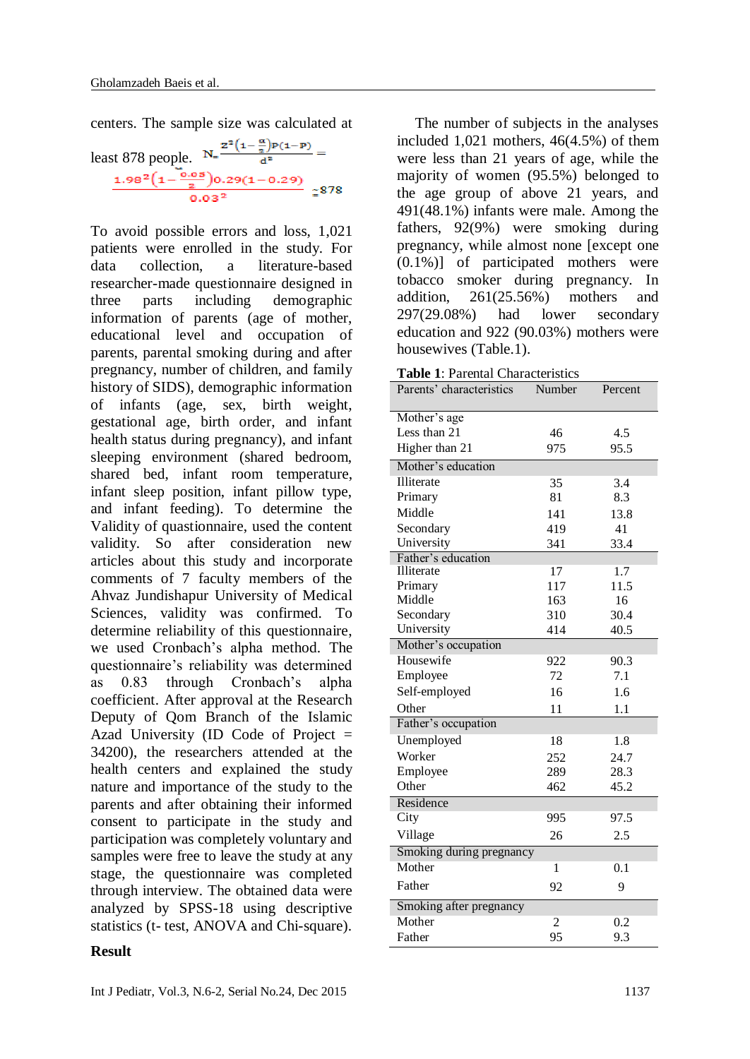centers. The sample size was calculated at least 878 people. $N = \frac{z^2\left(1-\frac{\alpha}{2}\right)P(1-P)}{d^2} = \frac{1.98^2\left(1-\frac{0.05}{2}\right)0.29(1-0.29)}{0.03^2} \simeq 878$

To avoid possible errors and loss, 1,021 patients were enrolled in the study. For data collection, a literature-based researcher-made questionnaire designed in three parts including demographic information of parents (age of mother, educational level and occupation of parents, parental smoking during and after pregnancy, number of children, and family history of SIDS), demographic information of infants (age, sex, birth weight, gestational age, birth order, and infant health status during pregnancy), and infant sleeping environment (shared bedroom, shared bed, infant room temperature, infant sleep position, infant pillow type, and infant feeding). To determine the Validity of questionnaire, used the content validity. So after consideration new articles about this study and incorporate comments of 7 faculty members of the Ahvaz Jundishapur University of Medical Sciences, validity was confirmed. To determine reliability of this questionnaire, we used Cronbach's alpha method. The questionnaire's reliability was determined as 0.83 through Cronbach's alpha coefficient. After approval at the Research Deputy of Qom Branch of the Islamic Azad University (ID Code of Project = 34200), the researchers attended at the health centers and explained the study nature and importance of the study to the parents and after obtaining their informed consent to participate in the study and participation was completely voluntary and samples were free to leave the study at any stage, the questionnaire was completed through interview. The obtained data were analyzed by SPSS-18 using descriptive statistics (t- test, ANOVA and Chi-square).

## Result

The number of subjects in the analyses included 1,021 mothers, 46(4.5%) of them were less than 21 years of age, while the majority of women (95.5%) belonged to the age group of above 21 years, and 491(48.1%) infants were male. Among the fathers, 92(9%) were smoking during pregnancy, while almost none [except one (0.1%)] of participated mothers were tobacco smoker during pregnancy. In addition, 261(25.56%) mothers and 297(29.08%) had lower secondary education and 922 (90.03%) mothers were housewives (Table.1).

**Table 1**: Parental Characteristics

| Parents' characteristics | Number | Percent |
|---|---|---|
| **Mother's age** | | |
| Less than 21 | 46 | 4.5 |
| Higher than 21 | 975 | 95.5 |
| **Mother's education** | | |
| Illiterate | 35 | 3.4 |
| Primary | 81 | 8.3 |
| Middle | 141 | 13.8 |
| Secondary | 419 | 41 |
| University | 341 | 33.4 |
| **Father's education** | | |
| Illiterate | 17 | 1.7 |
| Primary | 117 | 11.5 |
| Middle | 163 | 16 |
| Secondary | 310 | 30.4 |
| University | 414 | 40.5 |
| **Mother's occupation** | | |
| Housewife | 922 | 90.3 |
| Employee | 72 | 7.1 |
| Self-employed | 16 | 1.6 |
| Other | 11 | 1.1 |
| **Father's occupation** | | |
| Unemployed | 18 | 1.8 |
| Worker | 252 | 24.7 |
| Employee | 289 | 28.3 |
| Other | 462 | 45.2 |
| **Residence** | | |
| City | 995 | 97.5 |
| Village | 26 | 2.5 |
| **Smoking during pregnancy** | | |
| Mother | 1 | 0.1 |
| Father | 92 | 9 |
| **Smoking after pregnancy** | | |
| Mother | 2 | 0.2 |
| Father | 95 | 9.3 |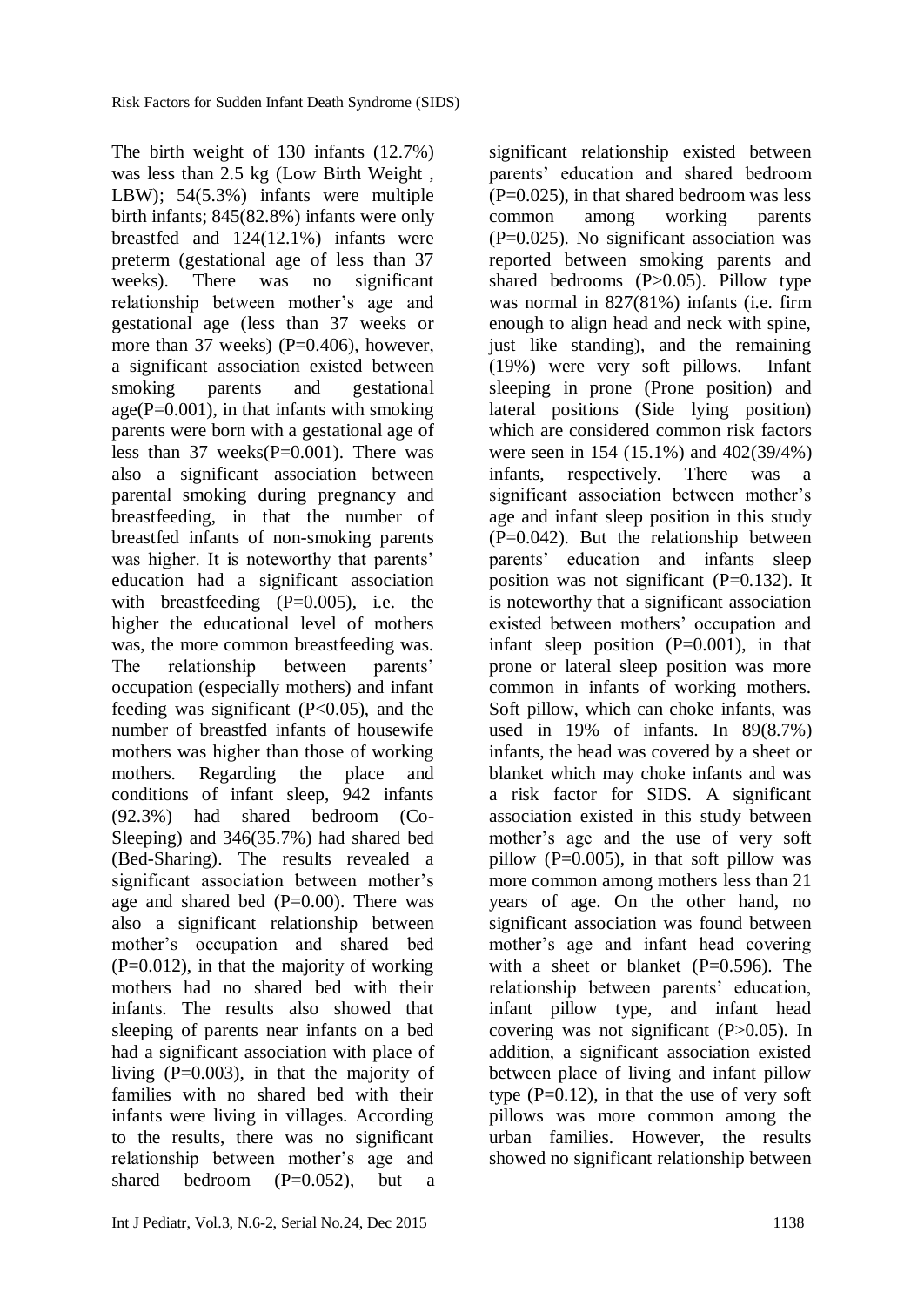The birth weight of 130 infants (12.7%) was less than 2.5 kg (Low Birth Weight , LBW); 54(5.3%) infants were multiple birth infants; 845(82.8%) infants were only breastfed and 124(12.1%) infants were preterm (gestational age of less than 37 weeks). There was no significant relationship between mother's age and gestational age (less than 37 weeks or more than 37 weeks) (P=0.406), however, a significant association existed between smoking parents and gestational age(P=0.001), in that infants with smoking parents were born with a gestational age of less than 37 weeks(P=0.001). There was also a significant association between parental smoking during pregnancy and breastfeeding, in that the number of breastfed infants of non-smoking parents was higher. It is noteworthy that parents' education had a significant association with breastfeeding (P=0.005), i.e. the higher the educational level of mothers was, the more common breastfeeding was. The relationship between parents' occupation (especially mothers) and infant feeding was significant (P<0.05), and the number of breastfed infants of housewife mothers was higher than those of working mothers. Regarding the place and conditions of infant sleep, 942 infants (92.3%) had shared bedroom (Co-Sleeping) and 346(35.7%) had shared bed (Bed-Sharing). The results revealed a significant association between mother's age and shared bed (P=0.00). There was also a significant relationship between mother's occupation and shared bed (P=0.012), in that the majority of working mothers had no shared bed with their infants. The results also showed that sleeping of parents near infants on a bed had a significant association with place of living (P=0.003), in that the majority of families with no shared bed with their infants were living in villages. According to the results, there was no significant relationship between mother's age and shared bedroom (P=0.052), but a significant relationship existed between parents' education and shared bedroom (P=0.025), in that shared bedroom was less common among working parents (P=0.025). No significant association was reported between smoking parents and shared bedrooms (P>0.05). Pillow type was normal in 827(81%) infants (i.e. firm enough to align head and neck with spine, just like standing), and the remaining (19%) were very soft pillows. Infant sleeping in prone (Prone position) and lateral positions (Side lying position) which are considered common risk factors were seen in 154 (15.1%) and 402(39/4%) infants, respectively. There was a significant association between mother's age and infant sleep position in this study (P=0.042). But the relationship between parents' education and infants sleep position was not significant (P=0.132). It is noteworthy that a significant association existed between mothers' occupation and infant sleep position (P=0.001), in that prone or lateral sleep position was more common in infants of working mothers. Soft pillow, which can choke infants, was used in 19% of infants. In 89(8.7%) infants, the head was covered by a sheet or blanket which may choke infants and was a risk factor for SIDS. A significant association existed in this study between mother's age and the use of very soft pillow (P=0.005), in that soft pillow was more common among mothers less than 21 years of age. On the other hand, no significant association was found between mother's age and infant head covering with a sheet or blanket (P=0.596). The relationship between parents' education, infant pillow type, and infant head covering was not significant (P>0.05). In addition, a significant association existed between place of living and infant pillow type (P=0.12), in that the use of very soft pillows was more common among the urban families. However, the results showed no significant relationship between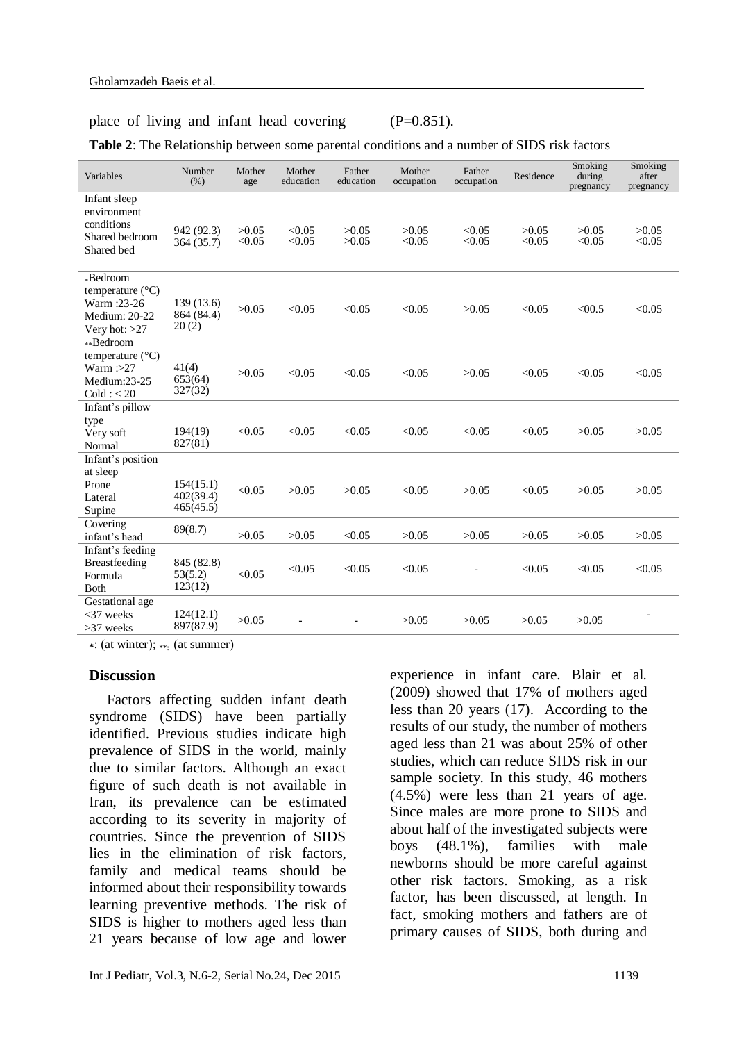place of living and infant head covering (P=0.851).

**Table 2**: The Relationship between some parental conditions and a number of SIDS risk factors

| Variables | Number (%) | Mother age | Mother education | Father education | Mother occupation | Father occupation | Residence | Smoking during pregnancy | Smoking after pregnancy |
|---|---|---|---|---|---|---|---|---|---|
| Infant sleep environment conditions<br>Shared bedroom<br>Shared bed | 942 (92.3)<br>364 (35.7) | >0.05<br><0.05 | <0.05<br><0.05 | >0.05<br>>0.05 | >0.05<br><0.05 | <0.05<br><0.05 | >0.05<br><0.05 | >0.05<br><0.05 | >0.05<br><0.05 |
| *Bedroom temperature (°C)<br>Warm :23-26<br>Medium: 20-22<br>Very hot: >27 | 139 (13.6)<br>864 (84.4)<br>20 (2) | >0.05 | <0.05 | <0.05 | <0.05 | >0.05 | <0.05 | <00.5 | <0.05 |
| **Bedroom temperature (°C)<br>Warm :>27<br>Medium:23-25<br>Cold : < 20 | 41(4)<br>653(64)<br>327(32) | >0.05 | <0.05 | <0.05 | <0.05 | >0.05 | <0.05 | <0.05 | <0.05 |
| Infant's pillow type<br>Very soft<br>Normal | 194(19)<br>827(81) | <0.05 | <0.05 | <0.05 | <0.05 | <0.05 | <0.05 | >0.05 | >0.05 |
| Infant's position at sleep<br>Prone<br>Lateral<br>Supine | 154(15.1)<br>402(39.4)<br>465(45.5) | <0.05 | >0.05 | >0.05 | <0.05 | >0.05 | <0.05 | >0.05 | >0.05 |
| Covering infant's head | 89(8.7) | >0.05 | >0.05 | <0.05 | >0.05 | >0.05 | >0.05 | >0.05 | >0.05 |
| Infant's feeding<br>Breastfeeding<br>Formula<br>Both | 845 (82.8)<br>53(5.2)<br>123(12) | <0.05 | <0.05 | <0.05 | <0.05 | - | <0.05 | <0.05 | <0.05 |
| Gestational age<br><37 weeks<br>>37 weeks | 124(12.1)<br>897(87.9) | >0.05 | - | - | >0.05 | >0.05 | >0.05 | >0.05 | - |

*: (at winter); **: (at summer)

## Discussion

Factors affecting sudden infant death syndrome (SIDS) have been partially identified. Previous studies indicate high prevalence of SIDS in the world, mainly due to similar factors. Although an exact figure of such death is not available in Iran, its prevalence can be estimated according to its severity in majority of countries. Since the prevention of SIDS lies in the elimination of risk factors, family and medical teams should be informed about their responsibility towards learning preventive methods. The risk of SIDS is higher to mothers aged less than 21 years because of low age and lower experience in infant care. Blair et al. (2009) showed that 17% of mothers aged less than 20 years (17). According to the results of our study, the number of mothers aged less than 21 was about 25% of other studies, which can reduce SIDS risk in our sample society. In this study, 46 mothers (4.5%) were less than 21 years of age. Since males are more prone to SIDS and about half of the investigated subjects were boys (48.1%), families with male newborns should be more careful against other risk factors. Smoking, as a risk factor, has been discussed, at length. In fact, smoking mothers and fathers are of primary causes of SIDS, both during and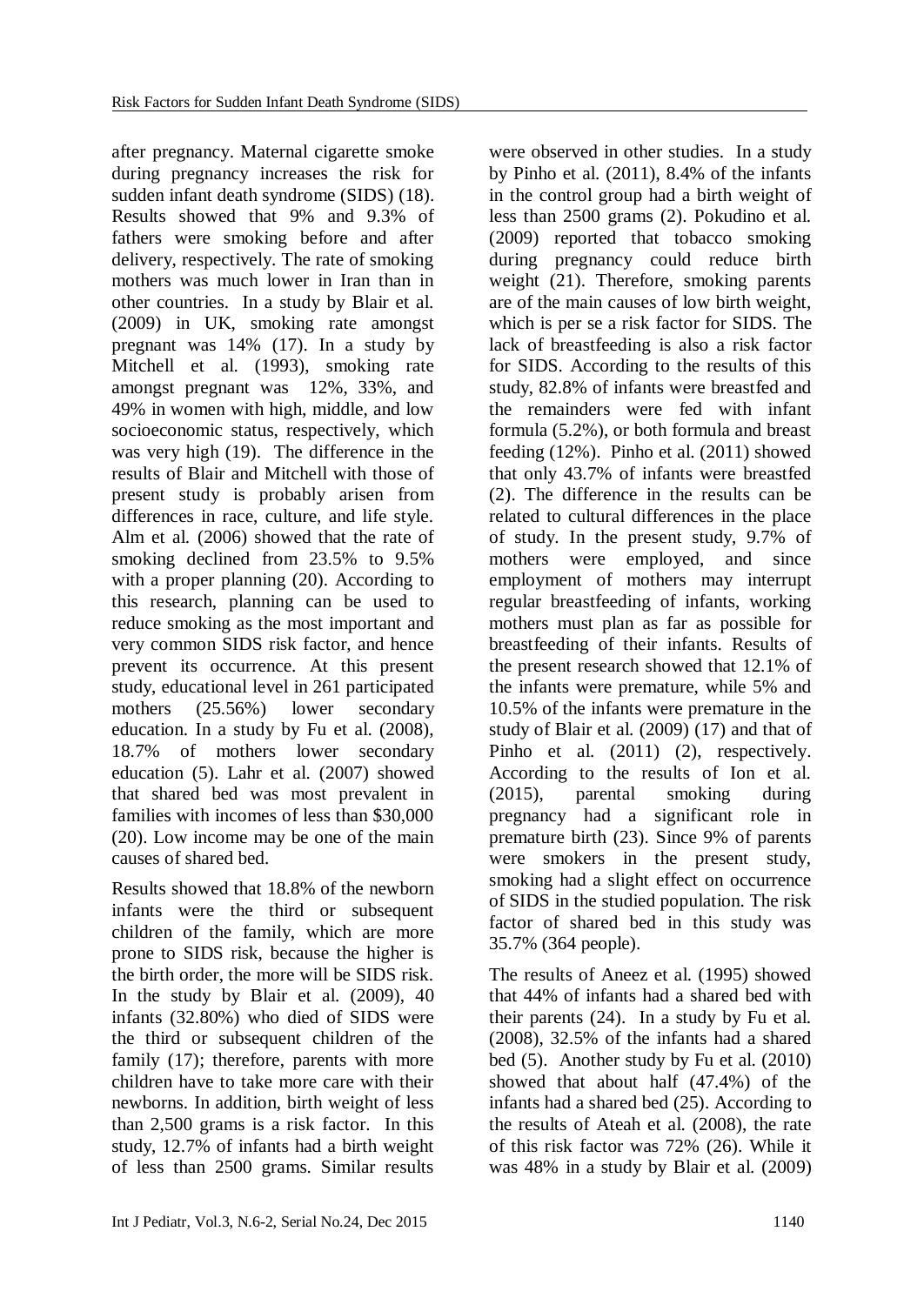after pregnancy. Maternal cigarette smoke during pregnancy increases the risk for sudden infant death syndrome (SIDS) (18). Results showed that 9% and 9.3% of fathers were smoking before and after delivery, respectively. The rate of smoking mothers was much lower in Iran than in other countries. In a study by Blair et al. (2009) in UK, smoking rate amongst pregnant was 14% (17). In a study by Mitchell et al. (1993), smoking rate amongst pregnant was 12%, 33%, and 49% in women with high, middle, and low socioeconomic status, respectively, which was very high (19). The difference in the results of Blair and Mitchell with those of present study is probably arisen from differences in race, culture, and life style. Alm et al. (2006) showed that the rate of smoking declined from 23.5% to 9.5% with a proper planning (20). According to this research, planning can be used to reduce smoking as the most important and very common SIDS risk factor, and hence prevent its occurrence. At this present study, educational level in 261 participated mothers (25.56%) lower secondary education. In a study by Fu et al. (2008), 18.7% of mothers lower secondary education (5). Lahr et al. (2007) showed that shared bed was most prevalent in families with incomes of less than $30,000 (20). Low income may be one of the main causes of shared bed.

Results showed that 18.8% of the newborn infants were the third or subsequent children of the family, which are more prone to SIDS risk, because the higher is the birth order, the more will be SIDS risk. In the study by Blair et al. (2009), 40 infants (32.80%) who died of SIDS were the third or subsequent children of the family (17); therefore, parents with more children have to take more care with their newborns. In addition, birth weight of less than 2,500 grams is a risk factor. In this study, 12.7% of infants had a birth weight of less than 2500 grams. Similar results were observed in other studies. In a study by Pinho et al. (2011), 8.4% of the infants in the control group had a birth weight of less than 2500 grams (2). Pokudino et al. (2009) reported that tobacco smoking during pregnancy could reduce birth weight (21). Therefore, smoking parents are of the main causes of low birth weight, which is per se a risk factor for SIDS. The lack of breastfeeding is also a risk factor for SIDS. According to the results of this study, 82.8% of infants were breastfed and the remainders were fed with infant formula (5.2%), or both formula and breast feeding (12%). Pinho et al. (2011) showed that only 43.7% of infants were breastfed (2). The difference in the results can be related to cultural differences in the place of study. In the present study, 9.7% of mothers were employed, and since employment of mothers may interrupt regular breastfeeding of infants, working mothers must plan as far as possible for breastfeeding of their infants. Results of the present research showed that 12.1% of the infants were premature, while 5% and 10.5% of the infants were premature in the study of Blair et al. (2009) (17) and that of Pinho et al. (2011) (2), respectively. According to the results of Ion et al. (2015), parental smoking during pregnancy had a significant role in premature birth (23). Since 9% of parents were smokers in the present study, smoking had a slight effect on occurrence of SIDS in the studied population. The risk factor of shared bed in this study was 35.7% (364 people).

The results of Aneez et al. (1995) showed that 44% of infants had a shared bed with their parents (24). In a study by Fu et al. (2008), 32.5% of the infants had a shared bed (5). Another study by Fu et al. (2010) showed that about half (47.4%) of the infants had a shared bed (25). According to the results of Ateah et al. (2008), the rate of this risk factor was 72% (26). While it was 48% in a study by Blair et al. (2009)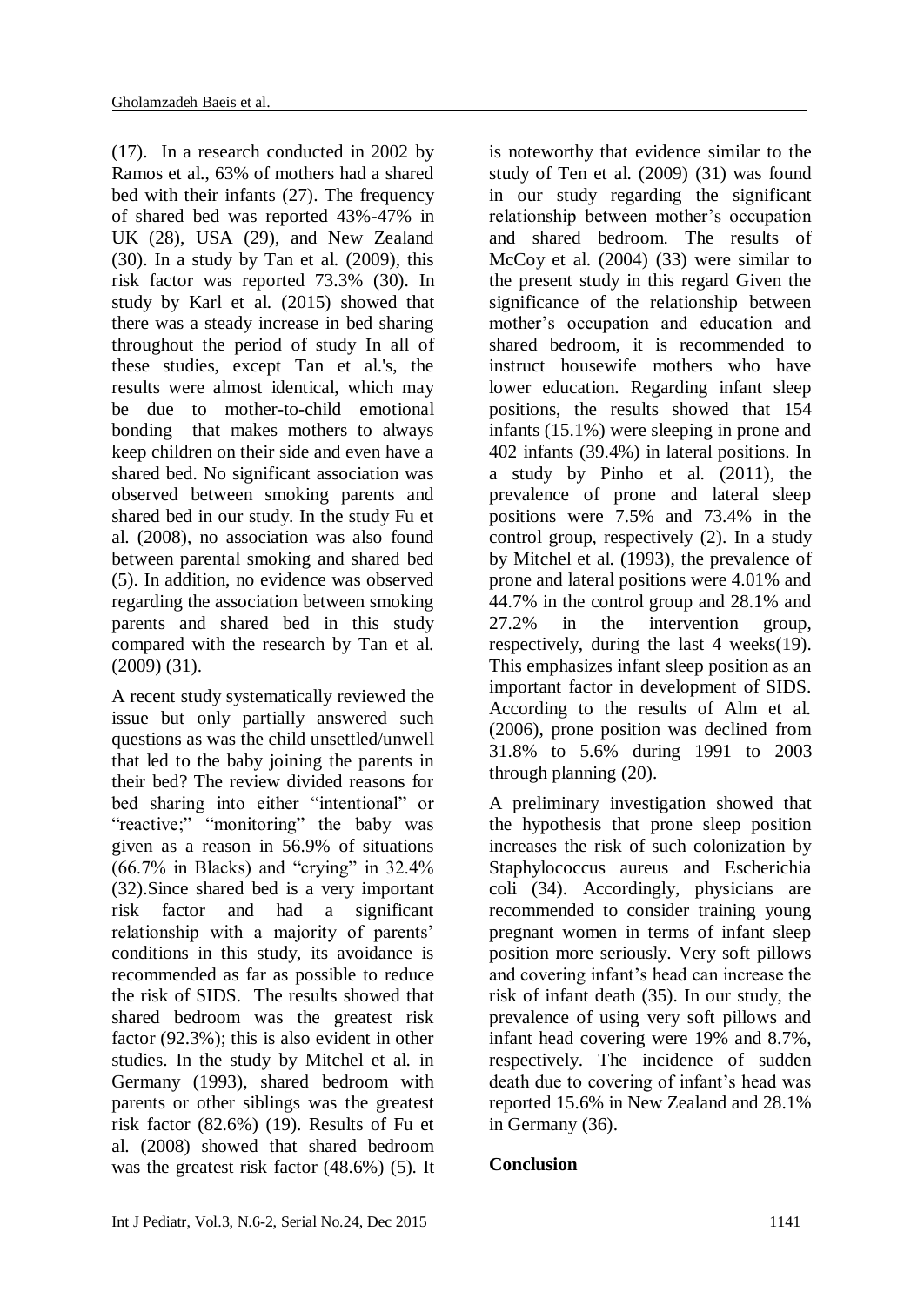(17). In a research conducted in 2002 by Ramos et al., 63% of mothers had a shared bed with their infants (27). The frequency of shared bed was reported 43%-47% in UK (28), USA (29), and New Zealand (30). In a study by Tan et al. (2009), this risk factor was reported 73.3% (30). In study by Karl et al. (2015) showed that there was a steady increase in bed sharing throughout the period of study In all of these studies, except Tan et al.'s, the results were almost identical, which may be due to mother-to-child emotional bonding that makes mothers to always keep children on their side and even have a shared bed. No significant association was observed between smoking parents and shared bed in our study. In the study Fu et al. (2008), no association was also found between parental smoking and shared bed (5). In addition, no evidence was observed regarding the association between smoking parents and shared bed in this study compared with the research by Tan et al. (2009) (31).

A recent study systematically reviewed the issue but only partially answered such questions as was the child unsettled/unwell that led to the baby joining the parents in their bed? The review divided reasons for bed sharing into either "intentional" or "reactive;" "monitoring" the baby was given as a reason in 56.9% of situations (66.7% in Blacks) and "crying" in 32.4% (32).Since shared bed is a very important risk factor and had a significant relationship with a majority of parents' conditions in this study, its avoidance is recommended as far as possible to reduce the risk of SIDS. The results showed that shared bedroom was the greatest risk factor (92.3%); this is also evident in other studies. In the study by Mitchel et al. in Germany (1993), shared bedroom with parents or other siblings was the greatest risk factor (82.6%) (19). Results of Fu et al. (2008) showed that shared bedroom was the greatest risk factor (48.6%) (5). It is noteworthy that evidence similar to the study of Ten et al. (2009) (31) was found in our study regarding the significant relationship between mother's occupation and shared bedroom. The results of McCoy et al. (2004) (33) were similar to the present study in this regard Given the significance of the relationship between mother's occupation and education and shared bedroom, it is recommended to instruct housewife mothers who have lower education. Regarding infant sleep positions, the results showed that 154 infants (15.1%) were sleeping in prone and 402 infants (39.4%) in lateral positions. In a study by Pinho et al. (2011), the prevalence of prone and lateral sleep positions were 7.5% and 73.4% in the control group, respectively (2). In a study by Mitchel et al. (1993), the prevalence of prone and lateral positions were 4.01% and 44.7% in the control group and 28.1% and 27.2% in the intervention group, respectively, during the last 4 weeks(19). This emphasizes infant sleep position as an important factor in development of SIDS. According to the results of Alm et al. (2006), prone position was declined from 31.8% to 5.6% during 1991 to 2003 through planning (20).

A preliminary investigation showed that the hypothesis that prone sleep position increases the risk of such colonization by Staphylococcus aureus and Escherichia coli (34). Accordingly, physicians are recommended to consider training young pregnant women in terms of infant sleep position more seriously. Very soft pillows and covering infant's head can increase the risk of infant death (35). In our study, the prevalence of using very soft pillows and infant head covering were 19% and 8.7%, respectively. The incidence of sudden death due to covering of infant's head was reported 15.6% in New Zealand and 28.1% in Germany (36).

## Conclusion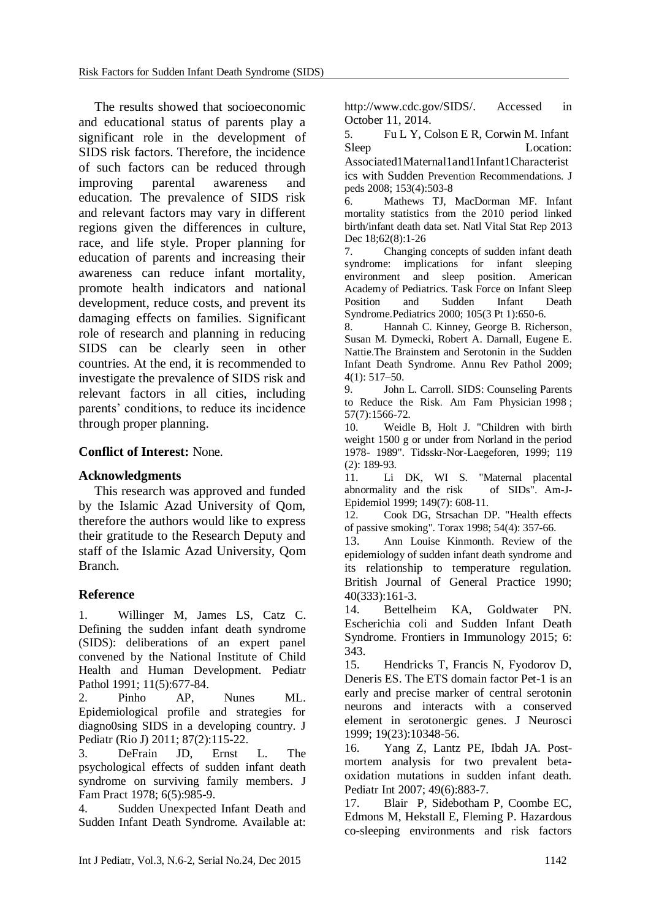The results showed that socioeconomic and educational status of parents play a significant role in the development of SIDS risk factors. Therefore, the incidence of such factors can be reduced through improving parental awareness and education. The prevalence of SIDS risk and relevant factors may vary in different regions given the differences in culture, race, and life style. Proper planning for education of parents and increasing their awareness can reduce infant mortality, promote health indicators and national development, reduce costs, and prevent its damaging effects on families. Significant role of research and planning in reducing SIDS can be clearly seen in other countries. At the end, it is recommended to investigate the prevalence of SIDS risk and relevant factors in all cities, including parents' conditions, to reduce its incidence through proper planning.

**Conflict of Interest:** None.

## Acknowledgments

This research was approved and funded by the Islamic Azad University of Qom, therefore the authors would like to express their gratitude to the Research Deputy and staff of the Islamic Azad University, Qom Branch.

## Reference

1. Willinger M, James LS, Catz C. Defining the sudden infant death syndrome (SIDS): deliberations of an expert panel convened by the National Institute of Child Health and Human Development. Pediatr Pathol 1991; 11(5):677-84.
2. Pinho AP, Nunes ML. Epidemiological profile and strategies for diagno0sing SIDS in a developing country. J Pediatr (Rio J) 2011; 87(2):115-22.
3. DeFrain JD, Ernst L. The psychological effects of sudden infant death syndrome on surviving family members. J Fam Pract 1978; 6(5):985-9.
4. Sudden Unexpected Infant Death and Sudden Infant Death Syndrome. Available at: http://www.cdc.gov/SIDS/. Accessed in October 11, 2014.
5. Fu L Y, Colson E R, Corwin M. Infant Sleep Location: Associated1Maternal1and1Infant1Characteristics with Sudden Prevention Recommendations. J peds 2008; 153(4):503-8
6. Mathews TJ, MacDorman MF. Infant mortality statistics from the 2010 period linked birth/infant death data set. Natl Vital Stat Rep 2013 Dec 18;62(8):1-26
7. Changing concepts of sudden infant death syndrome: implications for infant sleeping environment and sleep position. American Academy of Pediatrics. Task Force on Infant Sleep Position and Sudden Infant Death Syndrome.Pediatrics 2000; 105(3 Pt 1):650-6.
8. Hannah C. Kinney, George B. Richerson, Susan M. Dymecki, Robert A. Darnall, Eugene E. Nattie.The Brainstem and Serotonin in the Sudden Infant Death Syndrome. Annu Rev Pathol 2009; 4(1): 517–50.
9. John L. Carroll. SIDS: Counseling Parents to Reduce the Risk. Am Fam Physician 1998 ; 57(7):1566-72.
10. Weidle B, Holt J. "Children with birth weight 1500 g or under from Norland in the period 1978- 1989". Tidsskr-Nor-Laegeforen, 1999; 119 (2): 189-93.
11. Li DK, WI S. "Maternal placental abnormality and the risk of SIDs". Am-J-Epidemiol 1999; 149(7): 608-11.
12. Cook DG, Strsachan DP. "Health effects of passive smoking". Torax 1998; 54(4): 357-66.
13. Ann Louise Kinmonth. Review of the epidemiology of sudden infant death syndrome and its relationship to temperature regulation. British Journal of General Practice 1990; 40(333):161-3.
14. Bettelheim KA, Goldwater PN. Escherichia coli and Sudden Infant Death Syndrome. Frontiers in Immunology 2015; 6: 343.
15. Hendricks T, Francis N, Fyodorov D, Deneris ES. The ETS domain factor Pet-1 is an early and precise marker of central serotonin neurons and interacts with a conserved element in serotonergic genes. J Neurosci 1999; 19(23):10348-56.
16. Yang Z, Lantz PE, Ibdah JA. Post-mortem analysis for two prevalent beta-oxidation mutations in sudden infant death. Pediatr Int 2007; 49(6):883-7.
17. Blair P, Sidebotham P, Coombe EC, Edmons M, Hekstall E, Fleming P. Hazardous co-sleeping environments and risk factors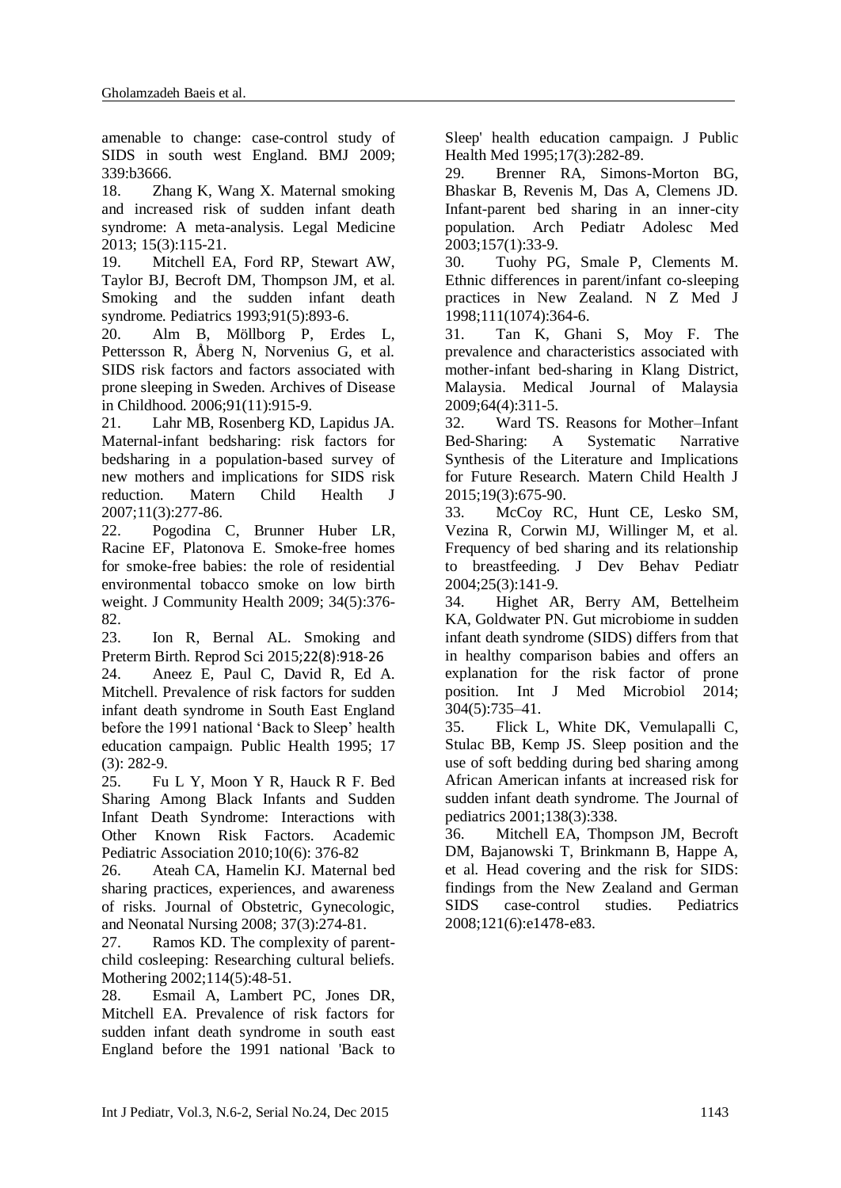amenable to change: case-control study of SIDS in south west England. BMJ 2009; 339:b3666.

18. Zhang K, Wang X. Maternal smoking and increased risk of sudden infant death syndrome: A meta-analysis. Legal Medicine 2013; 15(3):115-21.

19. Mitchell EA, Ford RP, Stewart AW, Taylor BJ, Becroft DM, Thompson JM, et al. Smoking and the sudden infant death syndrome. Pediatrics 1993;91(5):893-6.

20. Alm B, Möllborg P, Erdes L, Pettersson R, Åberg N, Norvenius G, et al. SIDS risk factors and factors associated with prone sleeping in Sweden. Archives of Disease in Childhood. 2006;91(11):915-9.

21. Lahr MB, Rosenberg KD, Lapidus JA. Maternal-infant bedsharing: risk factors for bedsharing in a population-based survey of new mothers and implications for SIDS risk reduction. Matern Child Health J 2007;11(3):277-86.

22. Pogodina C, Brunner Huber LR, Racine EF, Platonova E. Smoke-free homes for smoke-free babies: the role of residential environmental tobacco smoke on low birth weight. J Community Health 2009; 34(5):376-82.

23. Ion R, Bernal AL. Smoking and Preterm Birth. Reprod Sci 2015;22(8):918-26

24. Aneez E, Paul C, David R, Ed A. Mitchell. Prevalence of risk factors for sudden infant death syndrome in South East England before the 1991 national 'Back to Sleep' health education campaign. Public Health 1995; 17 (3): 282-9.

25. Fu L Y, Moon Y R, Hauck R F. Bed Sharing Among Black Infants and Sudden Infant Death Syndrome: Interactions with Other Known Risk Factors. Academic Pediatric Association 2010;10(6): 376-82

26. Ateah CA, Hamelin KJ. Maternal bed sharing practices, experiences, and awareness of risks. Journal of Obstetric, Gynecologic, and Neonatal Nursing 2008; 37(3):274-81.

27. Ramos KD. The complexity of parent-child cosleeping: Researching cultural beliefs. Mothering 2002;114(5):48-51.

28. Esmail A, Lambert PC, Jones DR, Mitchell EA. Prevalence of risk factors for sudden infant death syndrome in south east England before the 1991 national 'Back to Sleep' health education campaign. J Public Health Med 1995;17(3):282-89.

29. Brenner RA, Simons-Morton BG, Bhaskar B, Revenis M, Das A, Clemens JD. Infant-parent bed sharing in an inner-city population. Arch Pediatr Adolesc Med 2003;157(1):33-9.

30. Tuohy PG, Smale P, Clements M. Ethnic differences in parent/infant co-sleeping practices in New Zealand. N Z Med J 1998;111(1074):364-6.

31. Tan K, Ghani S, Moy F. The prevalence and characteristics associated with mother-infant bed-sharing in Klang District, Malaysia. Medical Journal of Malaysia 2009;64(4):311-5.

32. Ward TS. Reasons for Mother–Infant Bed-Sharing: A Systematic Narrative Synthesis of the Literature and Implications for Future Research. Matern Child Health J 2015;19(3):675-90.

33. McCoy RC, Hunt CE, Lesko SM, Vezina R, Corwin MJ, Willinger M, et al. Frequency of bed sharing and its relationship to breastfeeding. J Dev Behav Pediatr 2004;25(3):141-9.

34. Highet AR, Berry AM, Bettelheim KA, Goldwater PN. Gut microbiome in sudden infant death syndrome (SIDS) differs from that in healthy comparison babies and offers an explanation for the risk factor of prone position. Int J Med Microbiol 2014; 304(5):735–41.

35. Flick L, White DK, Vemulapalli C, Stulac BB, Kemp JS. Sleep position and the use of soft bedding during bed sharing among African American infants at increased risk for sudden infant death syndrome. The Journal of pediatrics 2001;138(3):338.

36. Mitchell EA, Thompson JM, Becroft DM, Bajanowski T, Brinkmann B, Happe A, et al. Head covering and the risk for SIDS: findings from the New Zealand and German SIDS case-control studies. Pediatrics 2008;121(6):e1478-e83.